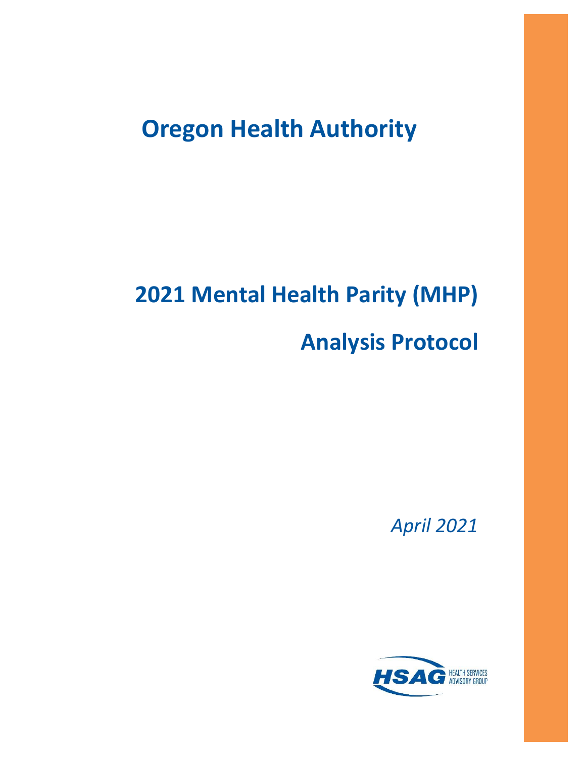# Oregon Health Authority

# 2021 Mental Health Parity (MHP)

# Analysis Protocol

*April 2021*

HSAG HEALTH SERVICES ADVISORY GROUP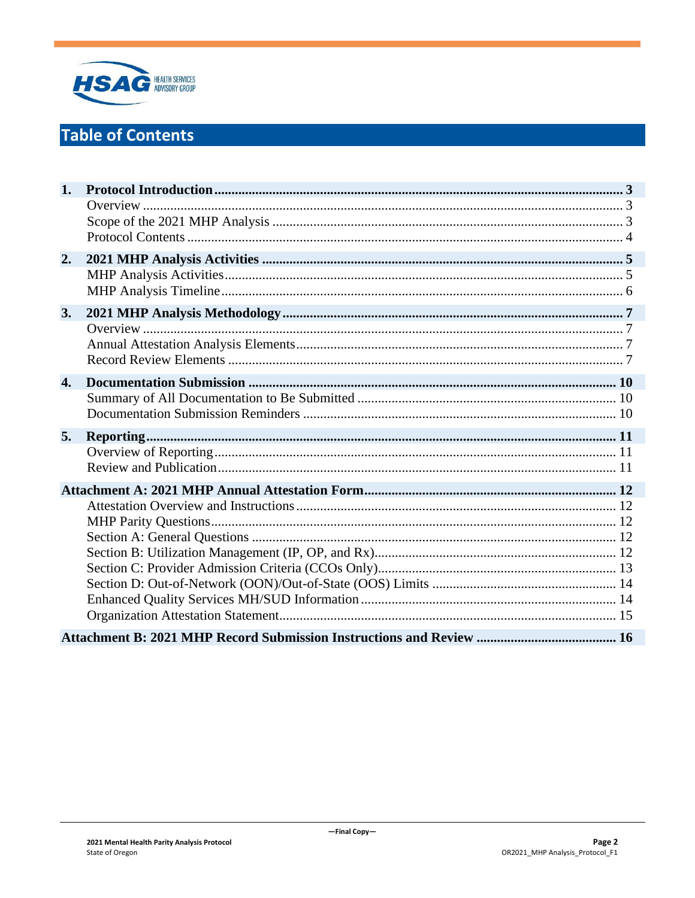# Table of Contents

**1. Protocol Introduction** ..... **3**
- Overview ..... 3
- Scope of the 2021 MHP Analysis ..... 3
- Protocol Contents ..... 4

**2. 2021 MHP Analysis Activities** ..... **5**
- MHP Analysis Activities ..... 5
- MHP Analysis Timeline ..... 6

**3. 2021 MHP Analysis Methodology** ..... **7**
- Overview ..... 7
- Annual Attestation Analysis Elements ..... 7
- Record Review Elements ..... 7

**4. Documentation Submission** ..... **10**
- Summary of All Documentation to Be Submitted ..... 10
- Documentation Submission Reminders ..... 10

**5. Reporting** ..... **11**
- Overview of Reporting ..... 11
- Review and Publication ..... 11

**Attachment A: 2021 MHP Annual Attestation Form** ..... **12**
- Attestation Overview and Instructions ..... 12
- MHP Parity Questions ..... 12
- Section A: General Questions ..... 12
- Section B: Utilization Management (IP, OP, and Rx) ..... 12
- Section C: Provider Admission Criteria (CCOs Only) ..... 13
- Section D: Out-of-Network (OON)/Out-of-State (OOS) Limits ..... 14
- Enhanced Quality Services MH/SUD Information ..... 14
- Organization Attestation Statement ..... 15

**Attachment B: 2021 MHP Record Submission Instructions and Review** ..... **16**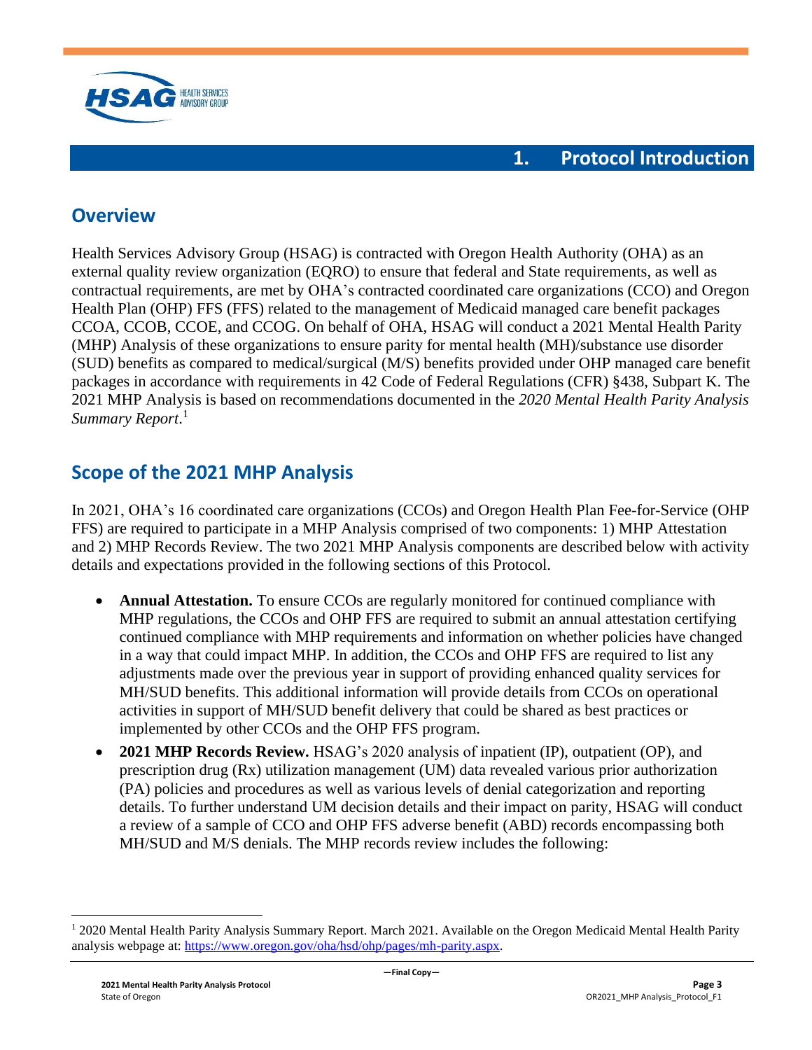# 1. Protocol Introduction

## Overview

Health Services Advisory Group (HSAG) is contracted with Oregon Health Authority (OHA) as an external quality review organization (EQRO) to ensure that federal and State requirements, as well as contractual requirements, are met by OHA's contracted coordinated care organizations (CCO) and Oregon Health Plan (OHP) FFS (FFS) related to the management of Medicaid managed care benefit packages CCOA, CCOB, CCOE, and CCOG. On behalf of OHA, HSAG will conduct a 2021 Mental Health Parity (MHP) Analysis of these organizations to ensure parity for mental health (MH)/substance use disorder (SUD) benefits as compared to medical/surgical (M/S) benefits provided under OHP managed care benefit packages in accordance with requirements in 42 Code of Federal Regulations (CFR) §438, Subpart K. The 2021 MHP Analysis is based on recommendations documented in the *2020 Mental Health Parity Analysis Summary Report*.[1]

## Scope of the 2021 MHP Analysis

In 2021, OHA's 16 coordinated care organizations (CCOs) and Oregon Health Plan Fee-for-Service (OHP FFS) are required to participate in a MHP Analysis comprised of two components: 1) MHP Attestation and 2) MHP Records Review. The two 2021 MHP Analysis components are described below with activity details and expectations provided in the following sections of this Protocol.

- **Annual Attestation.** To ensure CCOs are regularly monitored for continued compliance with MHP regulations, the CCOs and OHP FFS are required to submit an annual attestation certifying continued compliance with MHP requirements and information on whether policies have changed in a way that could impact MHP. In addition, the CCOs and OHP FFS are required to list any adjustments made over the previous year in support of providing enhanced quality services for MH/SUD benefits. This additional information will provide details from CCOs on operational activities in support of MH/SUD benefit delivery that could be shared as best practices or implemented by other CCOs and the OHP FFS program.
- **2021 MHP Records Review.** HSAG's 2020 analysis of inpatient (IP), outpatient (OP), and prescription drug (Rx) utilization management (UM) data revealed various prior authorization (PA) policies and procedures as well as various levels of denial categorization and reporting details. To further understand UM decision details and their impact on parity, HSAG will conduct a review of a sample of CCO and OHP FFS adverse benefit (ABD) records encompassing both MH/SUD and M/S denials. The MHP records review includes the following:

[1] 2020 Mental Health Parity Analysis Summary Report. March 2021. Available on the Oregon Medicaid Mental Health Parity analysis webpage at: https://www.oregon.gov/oha/hsd/ohp/pages/mh-parity.aspx.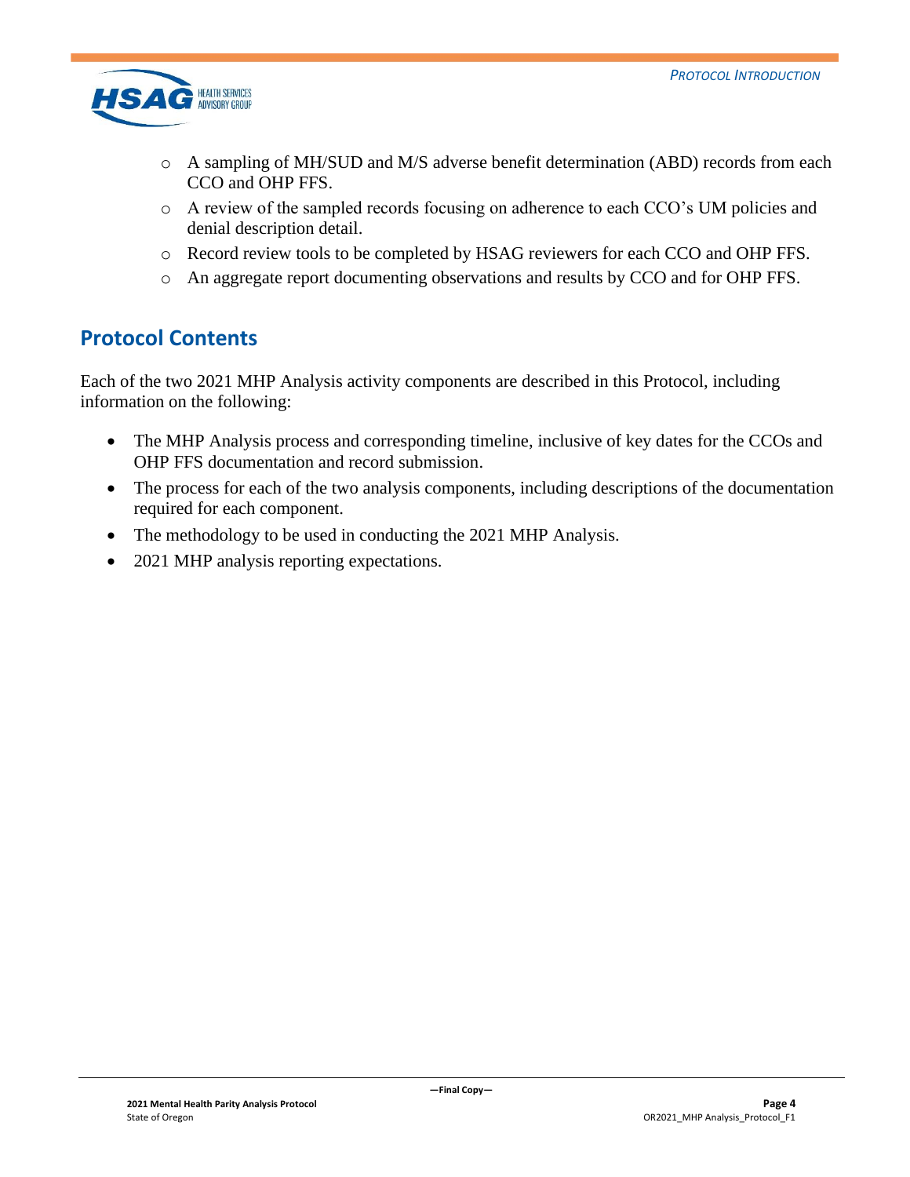- A sampling of MH/SUD and M/S adverse benefit determination (ABD) records from each CCO and OHP FFS.
- A review of the sampled records focusing on adherence to each CCO's UM policies and denial description detail.
- Record review tools to be completed by HSAG reviewers for each CCO and OHP FFS.
- An aggregate report documenting observations and results by CCO and for OHP FFS.

## Protocol Contents

Each of the two 2021 MHP Analysis activity components are described in this Protocol, including information on the following:

- The MHP Analysis process and corresponding timeline, inclusive of key dates for the CCOs and OHP FFS documentation and record submission.
- The process for each of the two analysis components, including descriptions of the documentation required for each component.
- The methodology to be used in conducting the 2021 MHP Analysis.
- 2021 MHP analysis reporting expectations.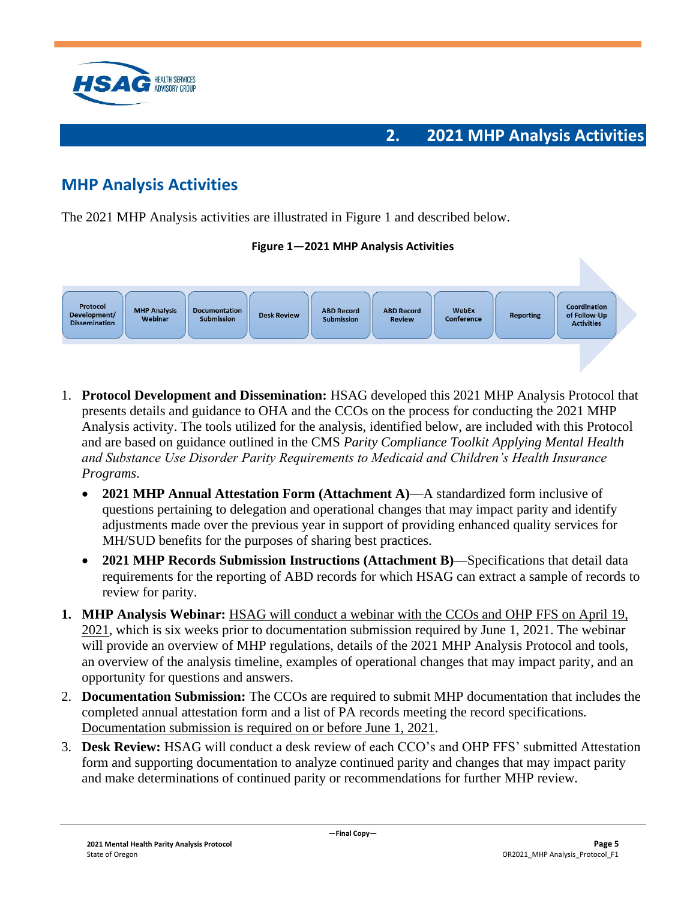## 2. 2021 MHP Analysis Activities

## MHP Analysis Activities

The 2021 MHP Analysis activities are illustrated in Figure 1 and described below.

**Figure 1—2021 MHP Analysis Activities**

Protocol Development/ Dissemination → MHP Analysis Webinar → Documentation Submission → Desk Review → ABD Record Submission → ABD Record Review → WebEx Conference → Reporting → Coordination of Follow-Up Activities

1. **Protocol Development and Dissemination:** HSAG developed this 2021 MHP Analysis Protocol that presents details and guidance to OHA and the CCOs on the process for conducting the 2021 MHP Analysis activity. The tools utilized for the analysis, identified below, are included with this Protocol and are based on guidance outlined in the CMS *Parity Compliance Toolkit Applying Mental Health and Substance Use Disorder Parity Requirements to Medicaid and Children's Health Insurance Programs*.
   - **2021 MHP Annual Attestation Form (Attachment A)**—A standardized form inclusive of questions pertaining to delegation and operational changes that may impact parity and identify adjustments made over the previous year in support of providing enhanced quality services for MH/SUD benefits for the purposes of sharing best practices.
   - **2021 MHP Records Submission Instructions (Attachment B)**—Specifications that detail data requirements for the reporting of ABD records for which HSAG can extract a sample of records to review for parity.

1. **MHP Analysis Webinar:** HSAG will conduct a webinar with the CCOs and OHP FFS on April 19, 2021, which is six weeks prior to documentation submission required by June 1, 2021. The webinar will provide an overview of MHP regulations, details of the 2021 MHP Analysis Protocol and tools, an overview of the analysis timeline, examples of operational changes that may impact parity, and an opportunity for questions and answers.
2. **Documentation Submission:** The CCOs are required to submit MHP documentation that includes the completed annual attestation form and a list of PA records meeting the record specifications. Documentation submission is required on or before June 1, 2021.
3. **Desk Review:** HSAG will conduct a desk review of each CCO's and OHP FFS' submitted Attestation form and supporting documentation to analyze continued parity and changes that may impact parity and make determinations of continued parity or recommendations for further MHP review.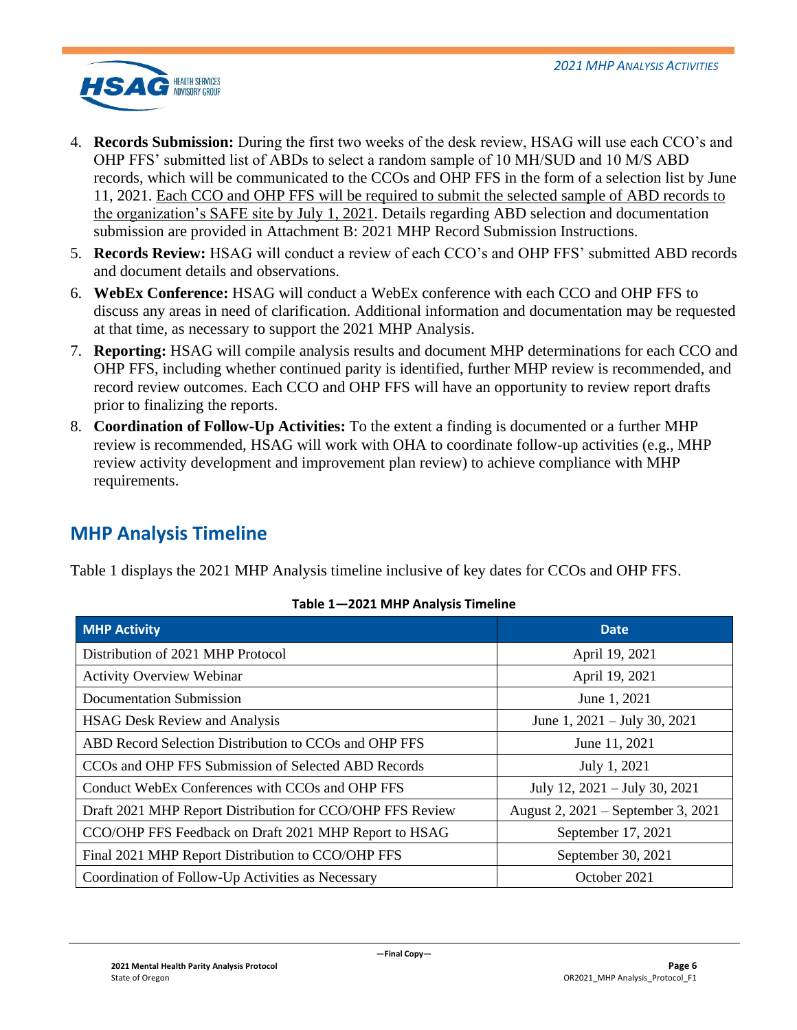4. **Records Submission:** During the first two weeks of the desk review, HSAG will use each CCO's and OHP FFS' submitted list of ABDs to select a random sample of 10 MH/SUD and 10 M/S ABD records, which will be communicated to the CCOs and OHP FFS in the form of a selection list by June 11, 2021. <u>Each CCO and OHP FFS will be required to submit the selected sample of ABD records to the organization's SAFE site by July 1, 2021</u>. Details regarding ABD selection and documentation submission are provided in Attachment B: 2021 MHP Record Submission Instructions.
5. **Records Review:** HSAG will conduct a review of each CCO's and OHP FFS' submitted ABD records and document details and observations.
6. **WebEx Conference:** HSAG will conduct a WebEx conference with each CCO and OHP FFS to discuss any areas in need of clarification. Additional information and documentation may be requested at that time, as necessary to support the 2021 MHP Analysis.
7. **Reporting:** HSAG will compile analysis results and document MHP determinations for each CCO and OHP FFS, including whether continued parity is identified, further MHP review is recommended, and record review outcomes. Each CCO and OHP FFS will have an opportunity to review report drafts prior to finalizing the reports.
8. **Coordination of Follow-Up Activities:** To the extent a finding is documented or a further MHP review is recommended, HSAG will work with OHA to coordinate follow-up activities (e.g., MHP review activity development and improvement plan review) to achieve compliance with MHP requirements.

## MHP Analysis Timeline

Table 1 displays the 2021 MHP Analysis timeline inclusive of key dates for CCOs and OHP FFS.

**Table 1—2021 MHP Analysis Timeline**

| MHP Activity | Date |
|---|---|
| Distribution of 2021 MHP Protocol | April 19, 2021 |
| Activity Overview Webinar | April 19, 2021 |
| Documentation Submission | June 1, 2021 |
| HSAG Desk Review and Analysis | June 1, 2021 – July 30, 2021 |
| ABD Record Selection Distribution to CCOs and OHP FFS | June 11, 2021 |
| CCOs and OHP FFS Submission of Selected ABD Records | July 1, 2021 |
| Conduct WebEx Conferences with CCOs and OHP FFS | July 12, 2021 – July 30, 2021 |
| Draft 2021 MHP Report Distribution for CCO/OHP FFS Review | August 2, 2021 – September 3, 2021 |
| CCO/OHP FFS Feedback on Draft 2021 MHP Report to HSAG | September 17, 2021 |
| Final 2021 MHP Report Distribution to CCO/OHP FFS | September 30, 2021 |
| Coordination of Follow-Up Activities as Necessary | October 2021 |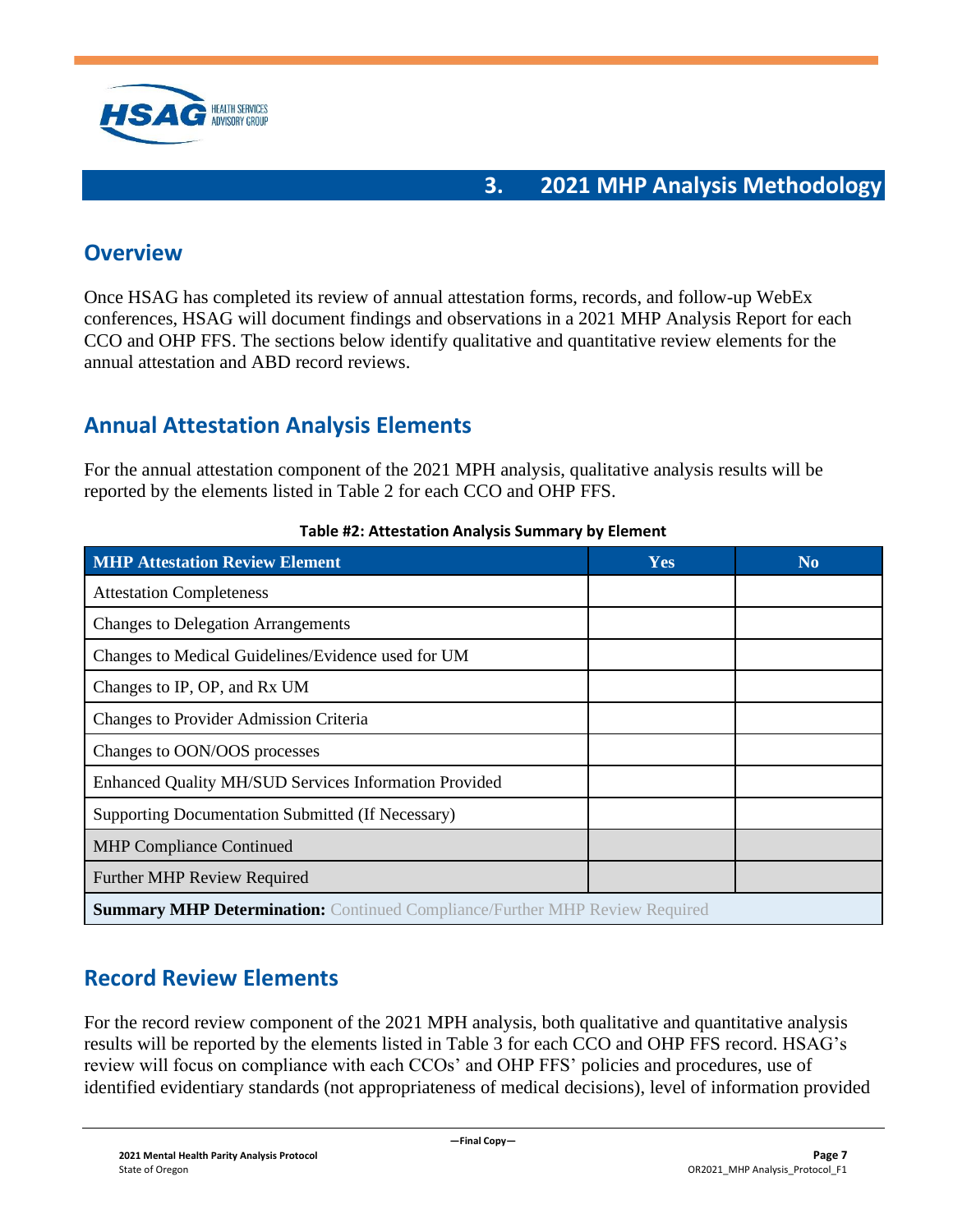# 3. 2021 MHP Analysis Methodology

## Overview

Once HSAG has completed its review of annual attestation forms, records, and follow-up WebEx conferences, HSAG will document findings and observations in a 2021 MHP Analysis Report for each CCO and OHP FFS. The sections below identify qualitative and quantitative review elements for the annual attestation and ABD record reviews.

## Annual Attestation Analysis Elements

For the annual attestation component of the 2021 MPH analysis, qualitative analysis results will be reported by the elements listed in Table 2 for each CCO and OHP FFS.

**Table #2: Attestation Analysis Summary by Element**

| MHP Attestation Review Element | Yes | No |
|---|---|---|
| Attestation Completeness | | |
| Changes to Delegation Arrangements | | |
| Changes to Medical Guidelines/Evidence used for UM | | |
| Changes to IP, OP, and Rx UM | | |
| Changes to Provider Admission Criteria | | |
| Changes to OON/OOS processes | | |
| Enhanced Quality MH/SUD Services Information Provided | | |
| Supporting Documentation Submitted (If Necessary) | | |
| MHP Compliance Continued | | |
| Further MHP Review Required | | |
| **Summary MHP Determination:** Continued Compliance/Further MHP Review Required | | |

## Record Review Elements

For the record review component of the 2021 MPH analysis, both qualitative and quantitative analysis results will be reported by the elements listed in Table 3 for each CCO and OHP FFS record. HSAG's review will focus on compliance with each CCOs' and OHP FFS' policies and procedures, use of identified evidentiary standards (not appropriateness of medical decisions), level of information provided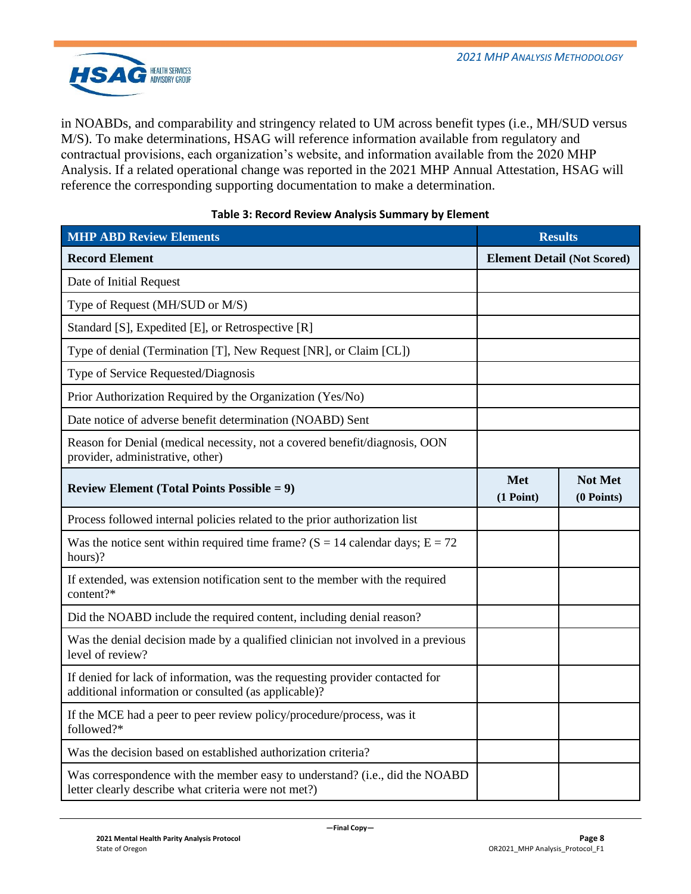in NOABDs, and comparability and stringency related to UM across benefit types (i.e., MH/SUD versus M/S). To make determinations, HSAG will reference information available from regulatory and contractual provisions, each organization's website, and information available from the 2020 MHP Analysis. If a related operational change was reported in the 2021 MHP Annual Attestation, HSAG will reference the corresponding supporting documentation to make a determination.

**Table 3: Record Review Analysis Summary by Element**

| **MHP ABD Review Elements** | **Results** | |
|---|---|---|
| **Record Element** | **Element Detail (Not Scored)** | |
| Date of Initial Request | | |
| Type of Request (MH/SUD or M/S) | | |
| Standard [S], Expedited [E], or Retrospective [R] | | |
| Type of denial (Termination [T], New Request [NR], or Claim [CL]) | | |
| Type of Service Requested/Diagnosis | | |
| Prior Authorization Required by the Organization (Yes/No) | | |
| Date notice of adverse benefit determination (NOABD) Sent | | |
| Reason for Denial (medical necessity, not a covered benefit/diagnosis, OON provider, administrative, other) | | |
| **Review Element (Total Points Possible = 9)** | **Met (1 Point)** | **Not Met (0 Points)** |
| Process followed internal policies related to the prior authorization list | | |
| Was the notice sent within required time frame? (S = 14 calendar days; E = 72 hours)? | | |
| If extended, was extension notification sent to the member with the required content?* | | |
| Did the NOABD include the required content, including denial reason? | | |
| Was the denial decision made by a qualified clinician not involved in a previous level of review? | | |
| If denied for lack of information, was the requesting provider contacted for additional information or consulted (as applicable)? | | |
| If the MCE had a peer to peer review policy/procedure/process, was it followed?* | | |
| Was the decision based on established authorization criteria? | | |
| Was correspondence with the member easy to understand? (i.e., did the NOABD letter clearly describe what criteria were not met?) | | |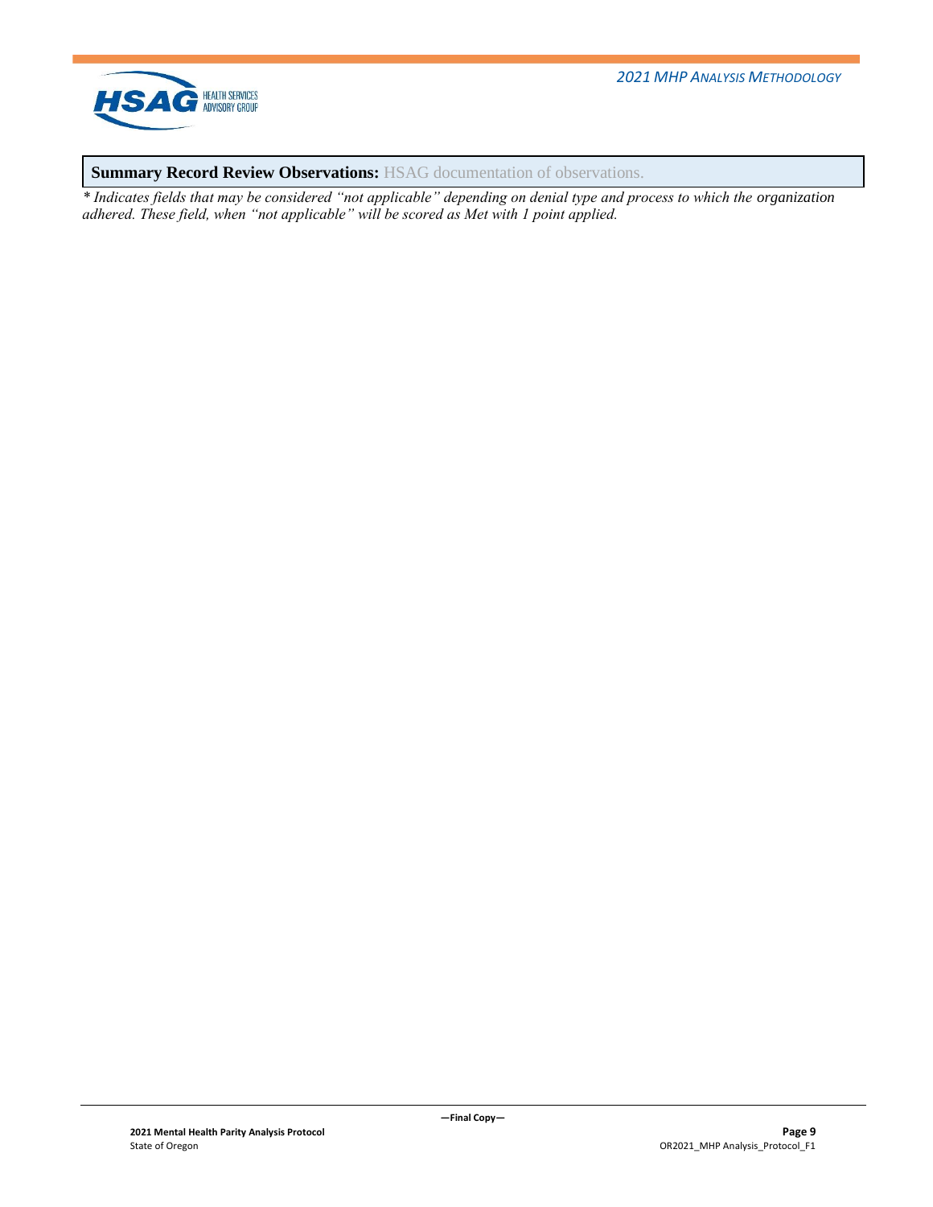| **Summary Record Review Observations:** HSAG documentation of observations. |
| --- |

*\* Indicates fields that may be considered "not applicable" depending on denial type and process to which the organization adhered. These field, when "not applicable" will be scored as Met with 1 point applied.*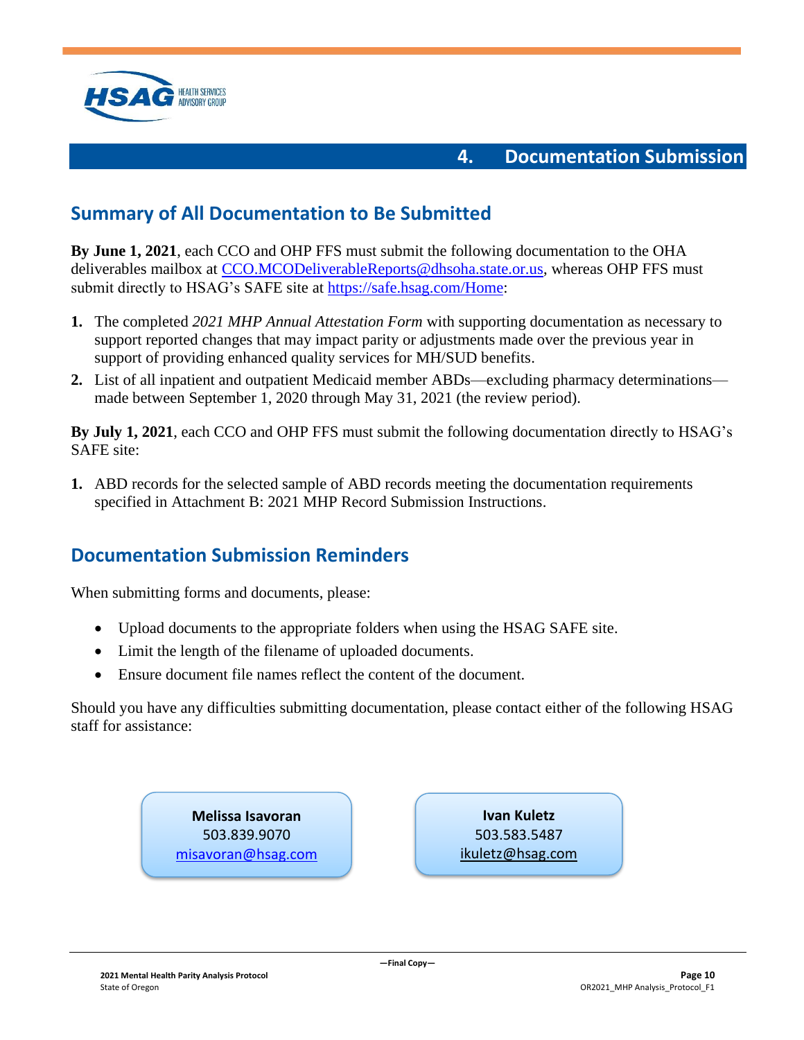# 4. Documentation Submission

## Summary of All Documentation to Be Submitted

**By June 1, 2021**, each CCO and OHP FFS must submit the following documentation to the OHA deliverables mailbox at CCO.MCODeliverableReports@dhsoha.state.or.us, whereas OHP FFS must submit directly to HSAG's SAFE site at https://safe.hsag.com/Home:

1. The completed *2021 MHP Annual Attestation Form* with supporting documentation as necessary to support reported changes that may impact parity or adjustments made over the previous year in support of providing enhanced quality services for MH/SUD benefits.
2. List of all inpatient and outpatient Medicaid member ABDs—excluding pharmacy determinations—made between September 1, 2020 through May 31, 2021 (the review period).

**By July 1, 2021**, each CCO and OHP FFS must submit the following documentation directly to HSAG's SAFE site:

1. ABD records for the selected sample of ABD records meeting the documentation requirements specified in Attachment B: 2021 MHP Record Submission Instructions.

## Documentation Submission Reminders

When submitting forms and documents, please:

- Upload documents to the appropriate folders when using the HSAG SAFE site.
- Limit the length of the filename of uploaded documents.
- Ensure document file names reflect the content of the document.

Should you have any difficulties submitting documentation, please contact either of the following HSAG staff for assistance:

**Melissa Isavoran**
503.839.9070
misavoran@hsag.com

**Ivan Kuletz**
503.583.5487
ikuletz@hsag.com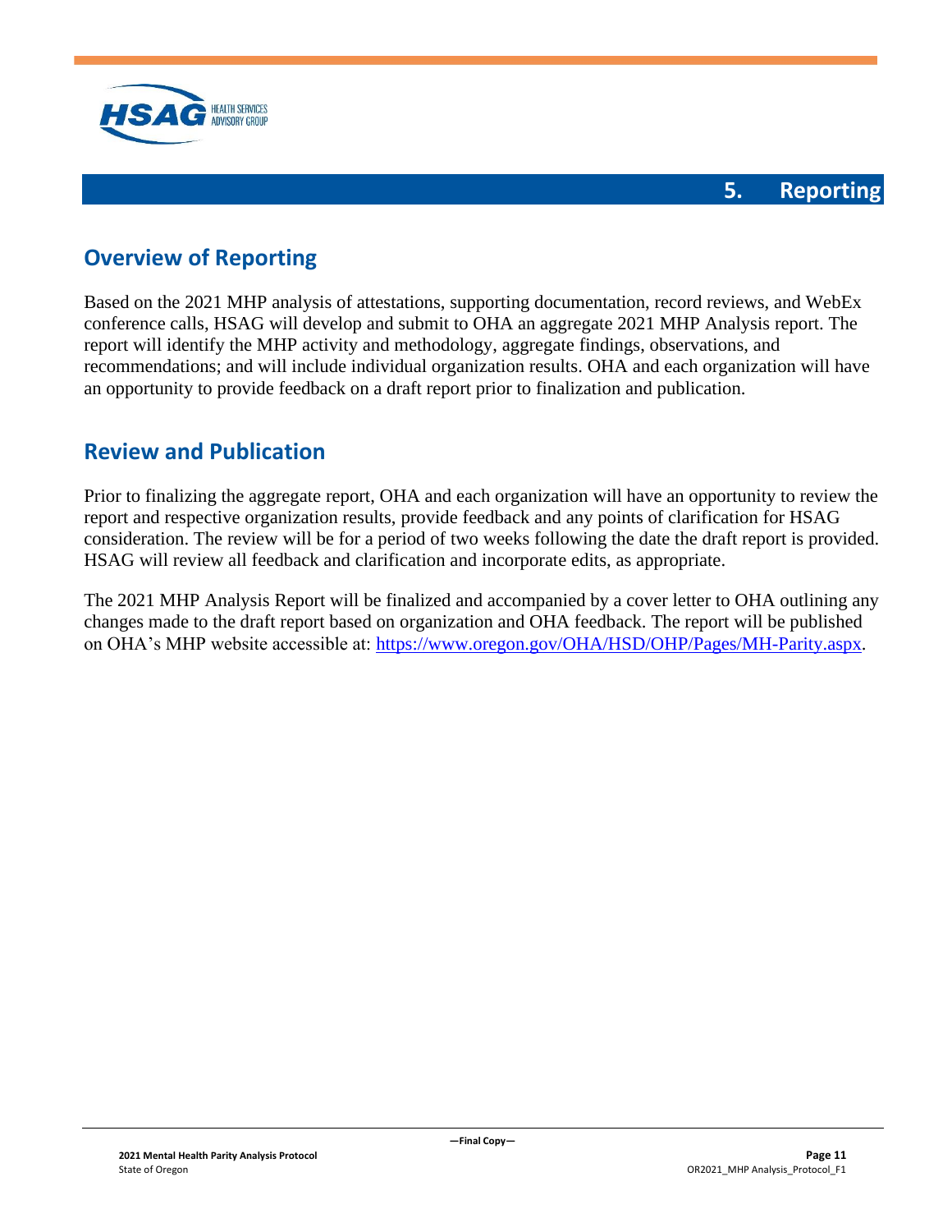# 5. Reporting

## Overview of Reporting

Based on the 2021 MHP analysis of attestations, supporting documentation, record reviews, and WebEx conference calls, HSAG will develop and submit to OHA an aggregate 2021 MHP Analysis report. The report will identify the MHP activity and methodology, aggregate findings, observations, and recommendations; and will include individual organization results. OHA and each organization will have an opportunity to provide feedback on a draft report prior to finalization and publication.

## Review and Publication

Prior to finalizing the aggregate report, OHA and each organization will have an opportunity to review the report and respective organization results, provide feedback and any points of clarification for HSAG consideration. The review will be for a period of two weeks following the date the draft report is provided. HSAG will review all feedback and clarification and incorporate edits, as appropriate.

The 2021 MHP Analysis Report will be finalized and accompanied by a cover letter to OHA outlining any changes made to the draft report based on organization and OHA feedback. The report will be published on OHA's MHP website accessible at: https://www.oregon.gov/OHA/HSD/OHP/Pages/MH-Parity.aspx.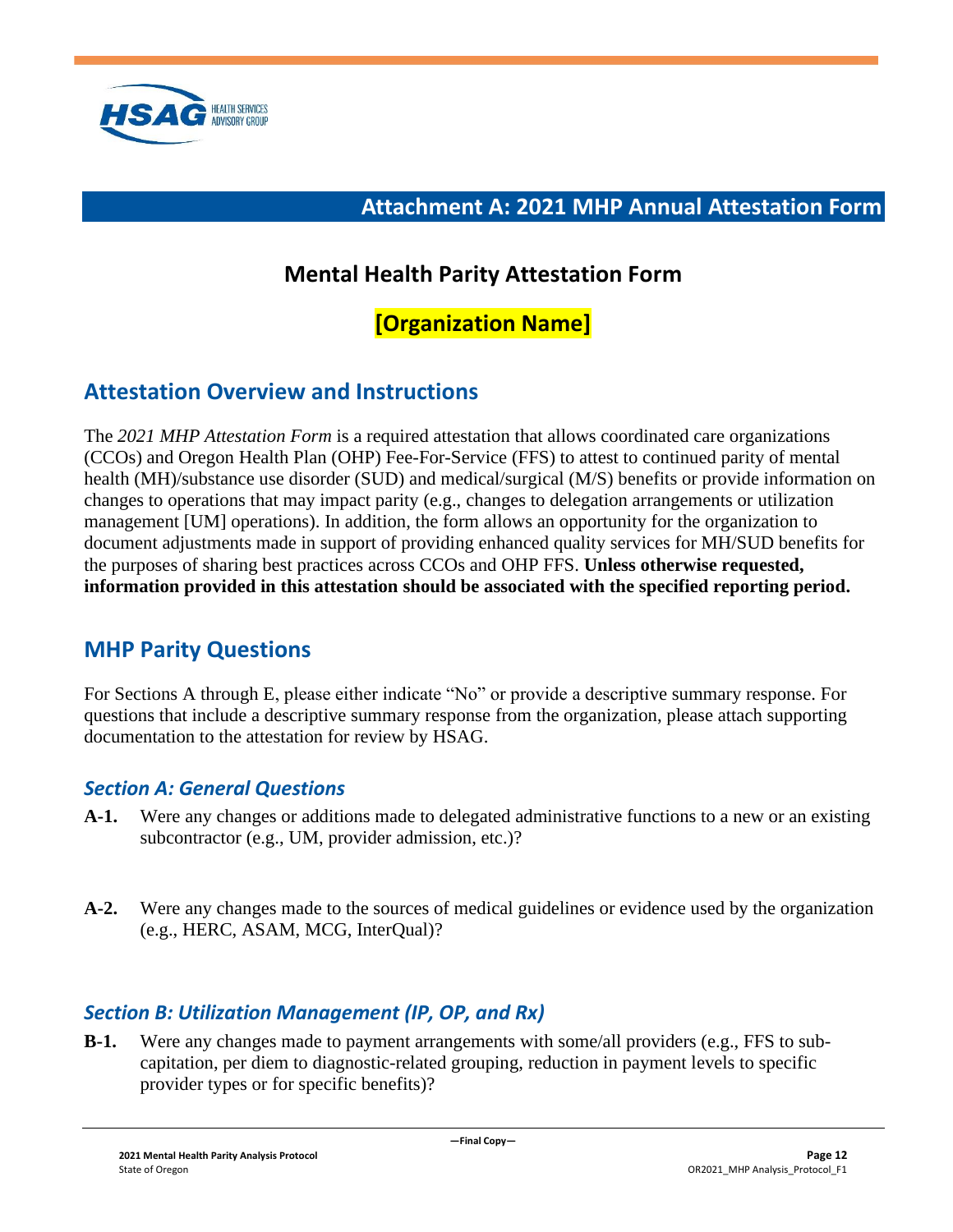# Attachment A: 2021 MHP Annual Attestation Form

## Mental Health Parity Attestation Form

## [Organization Name]

## Attestation Overview and Instructions

The *2021 MHP Attestation Form* is a required attestation that allows coordinated care organizations (CCOs) and Oregon Health Plan (OHP) Fee-For-Service (FFS) to attest to continued parity of mental health (MH)/substance use disorder (SUD) and medical/surgical (M/S) benefits or provide information on changes to operations that may impact parity (e.g., changes to delegation arrangements or utilization management [UM] operations). In addition, the form allows an opportunity for the organization to document adjustments made in support of providing enhanced quality services for MH/SUD benefits for the purposes of sharing best practices across CCOs and OHP FFS. **Unless otherwise requested, information provided in this attestation should be associated with the specified reporting period.**

## MHP Parity Questions

For Sections A through E, please either indicate "No" or provide a descriptive summary response. For questions that include a descriptive summary response from the organization, please attach supporting documentation to the attestation for review by HSAG.

### *Section A: General Questions*

**A-1.** Were any changes or additions made to delegated administrative functions to a new or an existing subcontractor (e.g., UM, provider admission, etc.)?

**A-2.** Were any changes made to the sources of medical guidelines or evidence used by the organization (e.g., HERC, ASAM, MCG, InterQual)?

### *Section B: Utilization Management (IP, OP, and Rx)*

**B-1.** Were any changes made to payment arrangements with some/all providers (e.g., FFS to sub-capitation, per diem to diagnostic-related grouping, reduction in payment levels to specific provider types or for specific benefits)?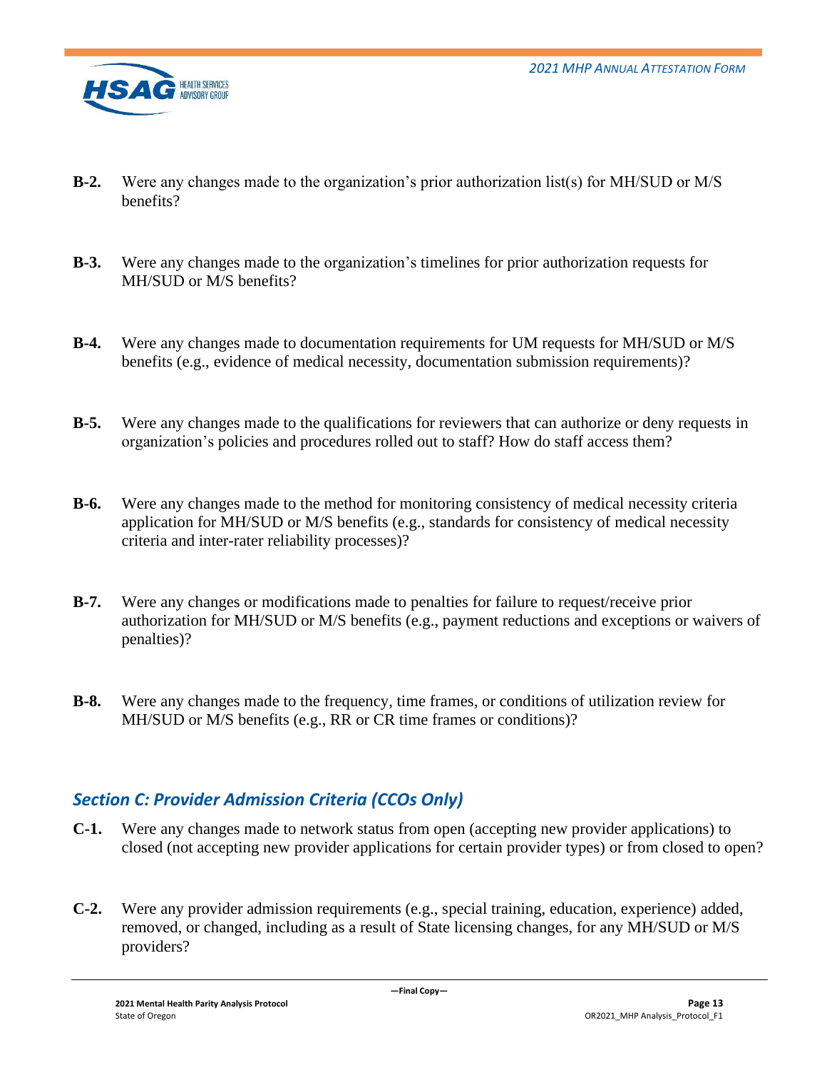**B-2.** Were any changes made to the organization's prior authorization list(s) for MH/SUD or M/S benefits?

**B-3.** Were any changes made to the organization's timelines for prior authorization requests for MH/SUD or M/S benefits?

**B-4.** Were any changes made to documentation requirements for UM requests for MH/SUD or M/S benefits (e.g., evidence of medical necessity, documentation submission requirements)?

**B-5.** Were any changes made to the qualifications for reviewers that can authorize or deny requests in organization's policies and procedures rolled out to staff? How do staff access them?

**B-6.** Were any changes made to the method for monitoring consistency of medical necessity criteria application for MH/SUD or M/S benefits (e.g., standards for consistency of medical necessity criteria and inter-rater reliability processes)?

**B-7.** Were any changes or modifications made to penalties for failure to request/receive prior authorization for MH/SUD or M/S benefits (e.g., payment reductions and exceptions or waivers of penalties)?

**B-8.** Were any changes made to the frequency, time frames, or conditions of utilization review for MH/SUD or M/S benefits (e.g., RR or CR time frames or conditions)?

## *Section C: Provider Admission Criteria (CCOs Only)*

**C-1.** Were any changes made to network status from open (accepting new provider applications) to closed (not accepting new provider applications for certain provider types) or from closed to open?

**C-2.** Were any provider admission requirements (e.g., special training, education, experience) added, removed, or changed, including as a result of State licensing changes, for any MH/SUD or M/S providers?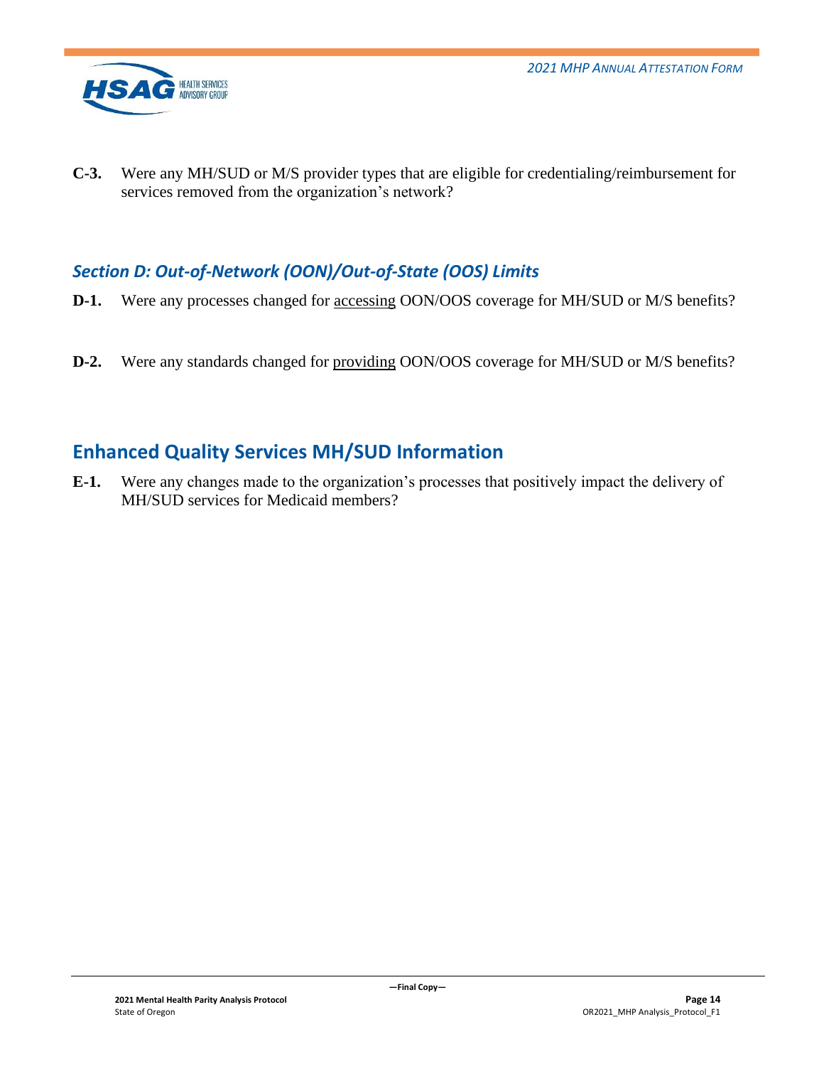**C-3.** Were any MH/SUD or M/S provider types that are eligible for credentialing/reimbursement for services removed from the organization's network?

### *Section D: Out-of-Network (OON)/Out-of-State (OOS) Limits*

**D-1.** Were any processes changed for <u>accessing</u> OON/OOS coverage for MH/SUD or M/S benefits?

**D-2.** Were any standards changed for <u>providing</u> OON/OOS coverage for MH/SUD or M/S benefits?

## Enhanced Quality Services MH/SUD Information

**E-1.** Were any changes made to the organization's processes that positively impact the delivery of MH/SUD services for Medicaid members?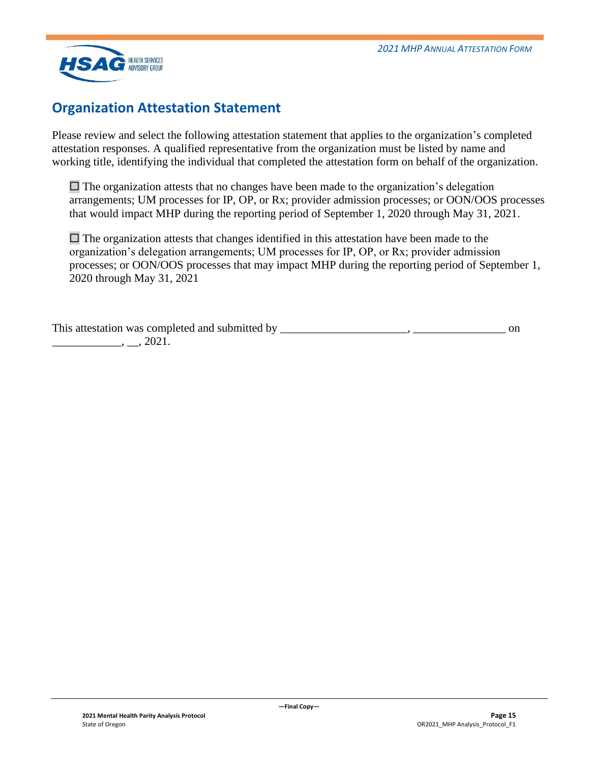## Organization Attestation Statement

Please review and select the following attestation statement that applies to the organization's completed attestation responses. A qualified representative from the organization must be listed by name and working title, identifying the individual that completed the attestation form on behalf of the organization.

☐ The organization attests that no changes have been made to the organization's delegation arrangements; UM processes for IP, OP, or Rx; provider admission processes; or OON/OOS processes that would impact MHP during the reporting period of September 1, 2020 through May 31, 2021.

☐ The organization attests that changes identified in this attestation have been made to the organization's delegation arrangements; UM processes for IP, OP, or Rx; provider admission processes; or OON/OOS processes that may impact MHP during the reporting period of September 1, 2020 through May 31, 2021

This attestation was completed and submitted by ______________________, ________________ on ____________, __, 2021.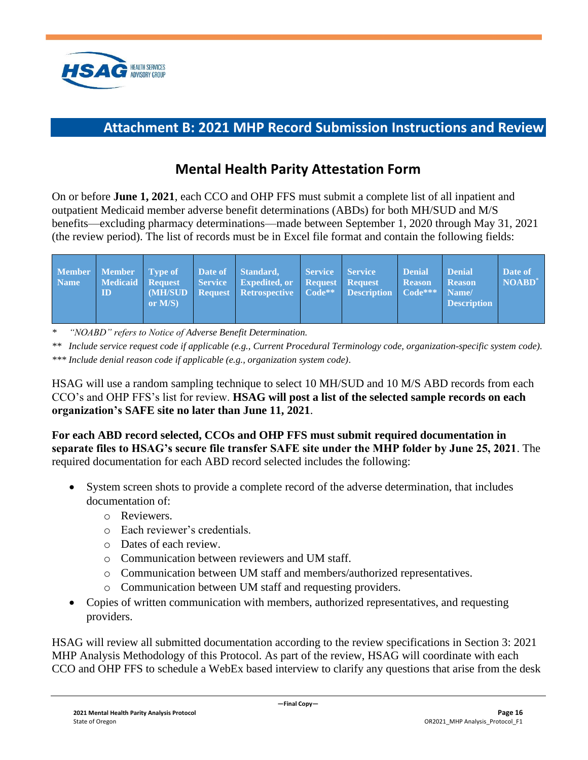## Attachment B: 2021 MHP Record Submission Instructions and Review

### Mental Health Parity Attestation Form

On or before **June 1, 2021**, each CCO and OHP FFS must submit a complete list of all inpatient and outpatient Medicaid member adverse benefit determinations (ABDs) for both MH/SUD and M/S benefits—excluding pharmacy determinations—made between September 1, 2020 through May 31, 2021 (the review period). The list of records must be in Excel file format and contain the following fields:

| Member Name | Member Medicaid ID | Type of Request (MH/SUD or M/S) | Date of Service Request | Standard, Expedited, or Retrospective | Service Request Code** | Service Request Description | Denial Reason Code*** | Denial Reason Name/ Description | Date of NOABD* |
|---|---|---|---|---|---|---|---|---|---|

\* *"NOABD" refers to Notice of Adverse Benefit Determination.*

** *Include service request code if applicable (e.g., Current Procedural Terminology code, organization-specific system code).*

*** *Include denial reason code if applicable (e.g., organization system code).*

HSAG will use a random sampling technique to select 10 MH/SUD and 10 M/S ABD records from each CCO's and OHP FFS's list for review. **HSAG will post a list of the selected sample records on each organization's SAFE site no later than June 11, 2021**.

**For each ABD record selected, CCOs and OHP FFS must submit required documentation in separate files to HSAG's secure file transfer SAFE site under the MHP folder by June 25, 2021**. The required documentation for each ABD record selected includes the following:

- System screen shots to provide a complete record of the adverse determination, that includes documentation of:
  - Reviewers.
  - Each reviewer's credentials.
  - Dates of each review.
  - Communication between reviewers and UM staff.
  - Communication between UM staff and members/authorized representatives.
  - Communication between UM staff and requesting providers.
- Copies of written communication with members, authorized representatives, and requesting providers.

HSAG will review all submitted documentation according to the review specifications in Section 3: 2021 MHP Analysis Methodology of this Protocol. As part of the review, HSAG will coordinate with each CCO and OHP FFS to schedule a WebEx based interview to clarify any questions that arise from the desk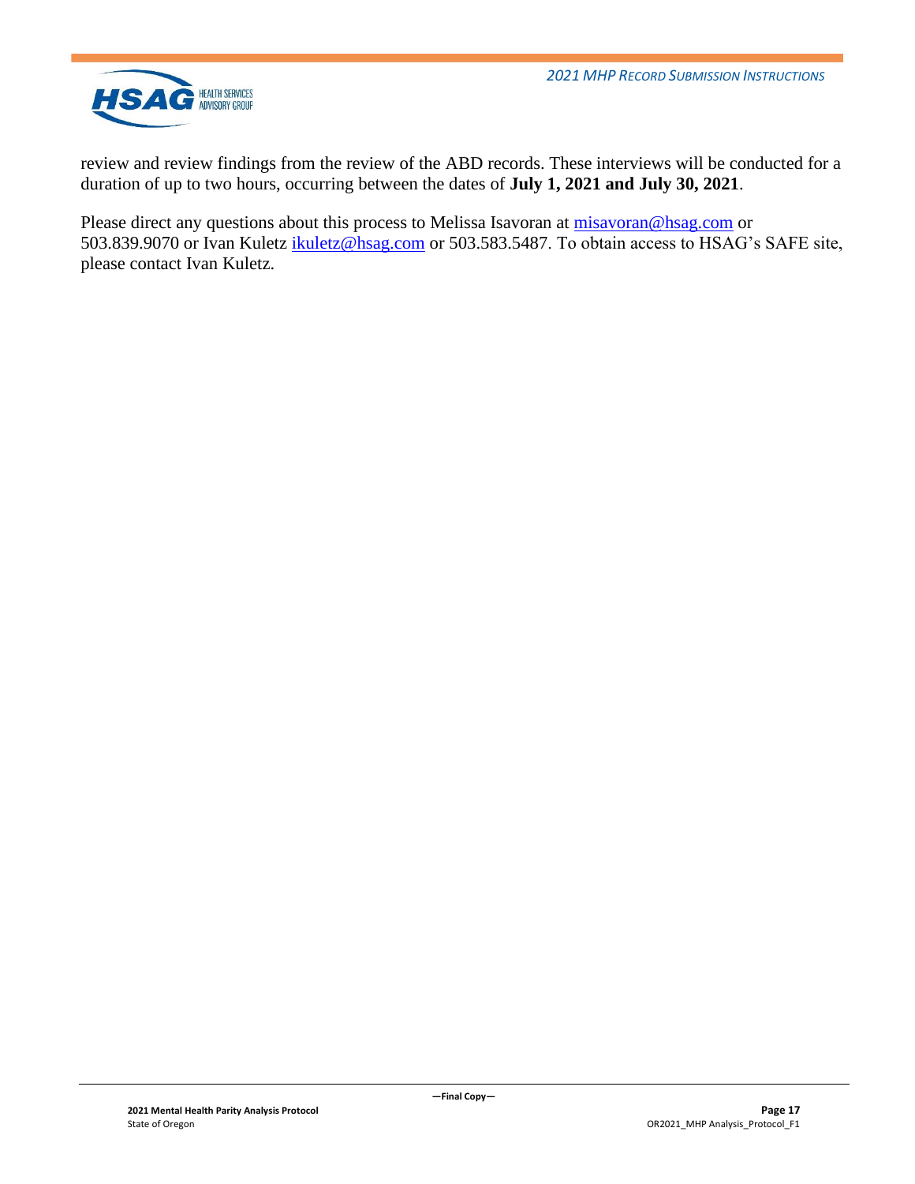review and review findings from the review of the ABD records. These interviews will be conducted for a duration of up to two hours, occurring between the dates of **July 1, 2021 and July 30, 2021**.

Please direct any questions about this process to Melissa Isavoran at [misavoran@hsag.com](mailto:misavoran@hsag.com) or 503.839.9070 or Ivan Kuletz [ikuletz@hsag.com](mailto:ikuletz@hsag.com) or 503.583.5487. To obtain access to HSAG's SAFE site, please contact Ivan Kuletz.